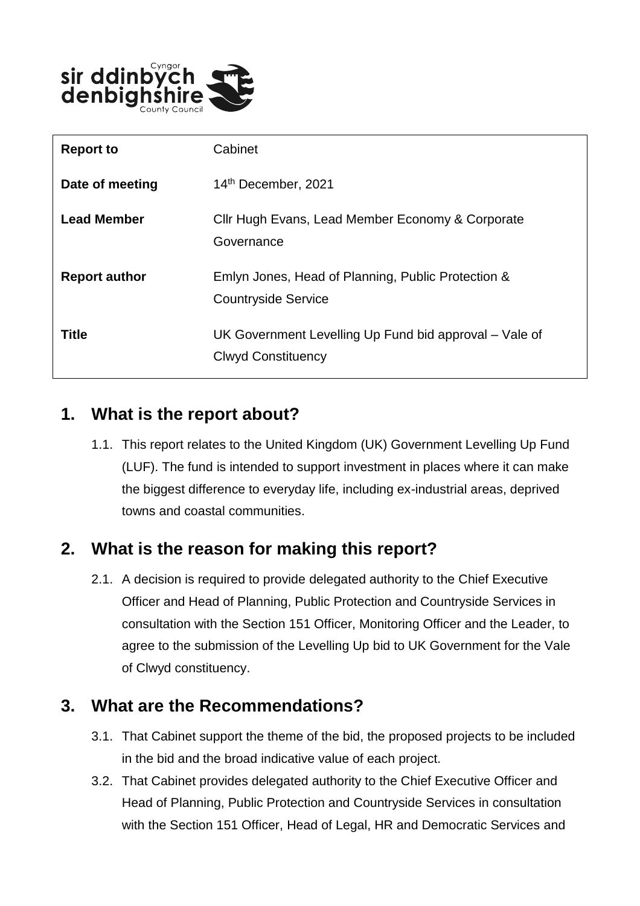sir ddinbych Cyngor denbighshire County Council

| Report to | Cabinet |
| --- | --- |
| Date of meeting | 14th December, 2021 |
| Lead Member | Cllr Hugh Evans, Lead Member Economy & Corporate Governance |
| Report author | Emlyn Jones, Head of Planning, Public Protection & Countryside Service |
| Title | UK Government Levelling Up Fund bid approval – Vale of Clwyd Constituency |

## 1. What is the report about?

1.1. This report relates to the United Kingdom (UK) Government Levelling Up Fund (LUF). The fund is intended to support investment in places where it can make the biggest difference to everyday life, including ex-industrial areas, deprived towns and coastal communities.

## 2. What is the reason for making this report?

2.1. A decision is required to provide delegated authority to the Chief Executive Officer and Head of Planning, Public Protection and Countryside Services in consultation with the Section 151 Officer, Monitoring Officer and the Leader, to agree to the submission of the Levelling Up bid to UK Government for the Vale of Clwyd constituency.

## 3. What are the Recommendations?

3.1. That Cabinet support the theme of the bid, the proposed projects to be included in the bid and the broad indicative value of each project.

3.2. That Cabinet provides delegated authority to the Chief Executive Officer and Head of Planning, Public Protection and Countryside Services in consultation with the Section 151 Officer, Head of Legal, HR and Democratic Services and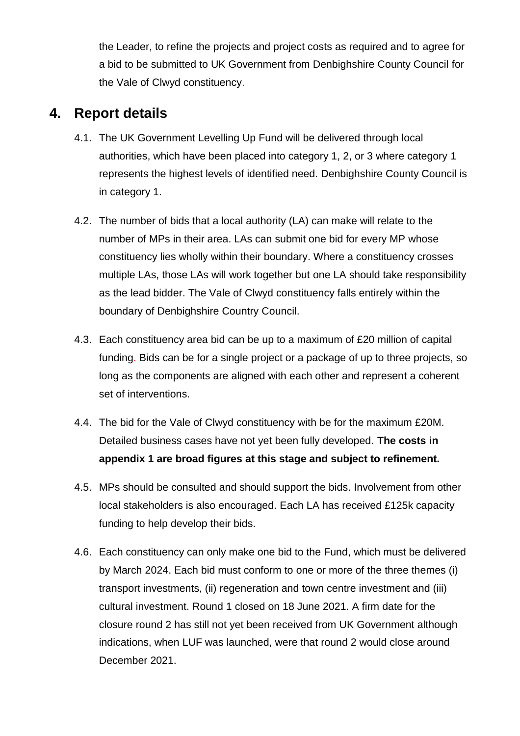the Leader, to refine the projects and project costs as required and to agree for a bid to be submitted to UK Government from Denbighshire County Council for the Vale of Clwyd constituency.

## 4. Report details

4.1. The UK Government Levelling Up Fund will be delivered through local authorities, which have been placed into category 1, 2, or 3 where category 1 represents the highest levels of identified need. Denbighshire County Council is in category 1.

4.2. The number of bids that a local authority (LA) can make will relate to the number of MPs in their area. LAs can submit one bid for every MP whose constituency lies wholly within their boundary. Where a constituency crosses multiple LAs, those LAs will work together but one LA should take responsibility as the lead bidder. The Vale of Clwyd constituency falls entirely within the boundary of Denbighshire Country Council.

4.3. Each constituency area bid can be up to a maximum of £20 million of capital funding. Bids can be for a single project or a package of up to three projects, so long as the components are aligned with each other and represent a coherent set of interventions.

4.4. The bid for the Vale of Clwyd constituency with be for the maximum £20M. Detailed business cases have not yet been fully developed. **The costs in appendix 1 are broad figures at this stage and subject to refinement.**

4.5. MPs should be consulted and should support the bids. Involvement from other local stakeholders is also encouraged. Each LA has received £125k capacity funding to help develop their bids.

4.6. Each constituency can only make one bid to the Fund, which must be delivered by March 2024. Each bid must conform to one or more of the three themes (i) transport investments, (ii) regeneration and town centre investment and (iii) cultural investment. Round 1 closed on 18 June 2021. A firm date for the closure round 2 has still not yet been received from UK Government although indications, when LUF was launched, were that round 2 would close around December 2021.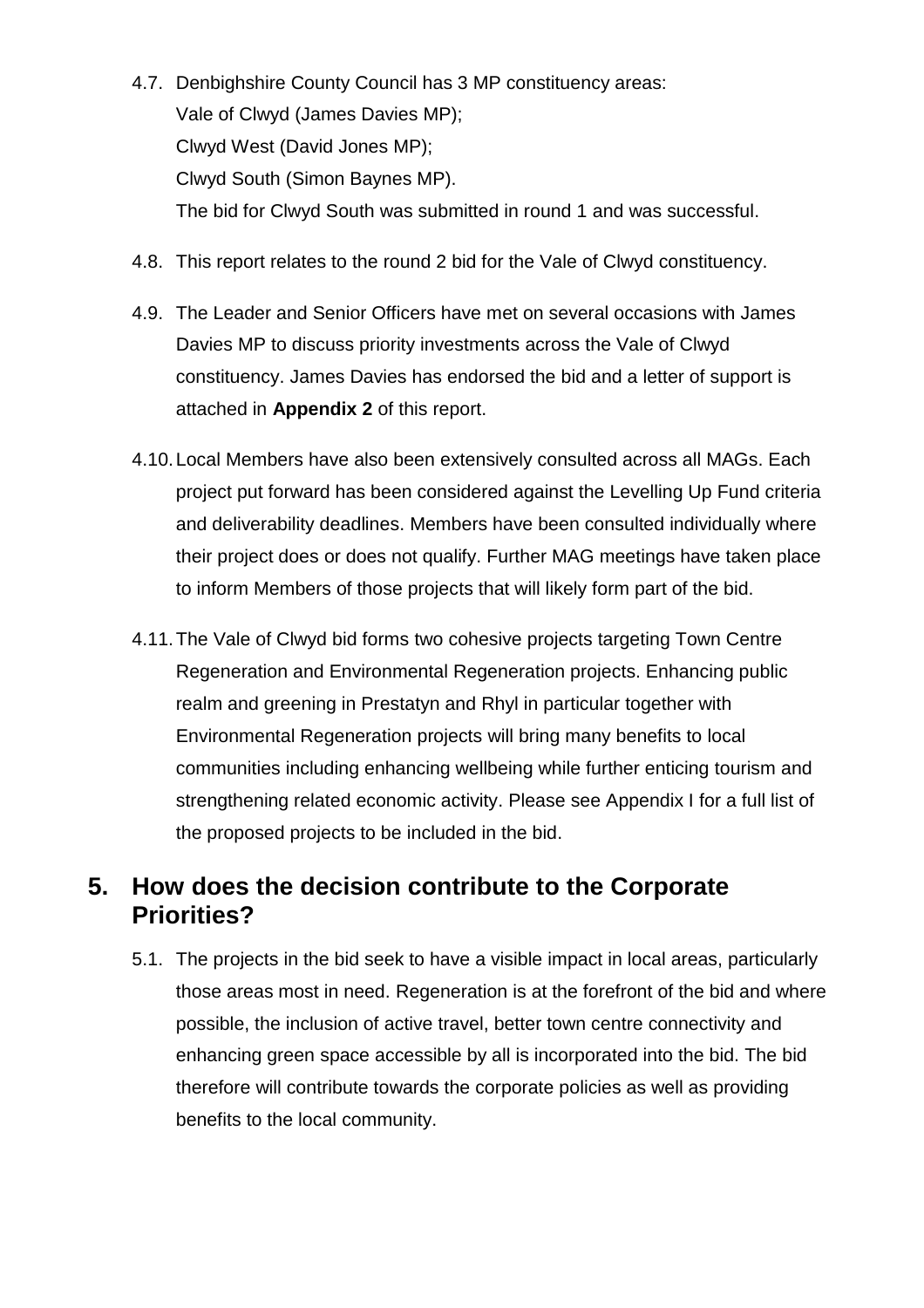4.7. Denbighshire County Council has 3 MP constituency areas:
Vale of Clwyd (James Davies MP);
Clwyd West (David Jones MP);
Clwyd South (Simon Baynes MP).
The bid for Clwyd South was submitted in round 1 and was successful.

4.8. This report relates to the round 2 bid for the Vale of Clwyd constituency.

4.9. The Leader and Senior Officers have met on several occasions with James Davies MP to discuss priority investments across the Vale of Clwyd constituency. James Davies has endorsed the bid and a letter of support is attached in **Appendix 2** of this report.

4.10. Local Members have also been extensively consulted across all MAGs. Each project put forward has been considered against the Levelling Up Fund criteria and deliverability deadlines. Members have been consulted individually where their project does or does not qualify. Further MAG meetings have taken place to inform Members of those projects that will likely form part of the bid.

4.11. The Vale of Clwyd bid forms two cohesive projects targeting Town Centre Regeneration and Environmental Regeneration projects. Enhancing public realm and greening in Prestatyn and Rhyl in particular together with Environmental Regeneration projects will bring many benefits to local communities including enhancing wellbeing while further enticing tourism and strengthening related economic activity. Please see Appendix I for a full list of the proposed projects to be included in the bid.

## 5. How does the decision contribute to the Corporate Priorities?

5.1. The projects in the bid seek to have a visible impact in local areas, particularly those areas most in need. Regeneration is at the forefront of the bid and where possible, the inclusion of active travel, better town centre connectivity and enhancing green space accessible by all is incorporated into the bid. The bid therefore will contribute towards the corporate policies as well as providing benefits to the local community.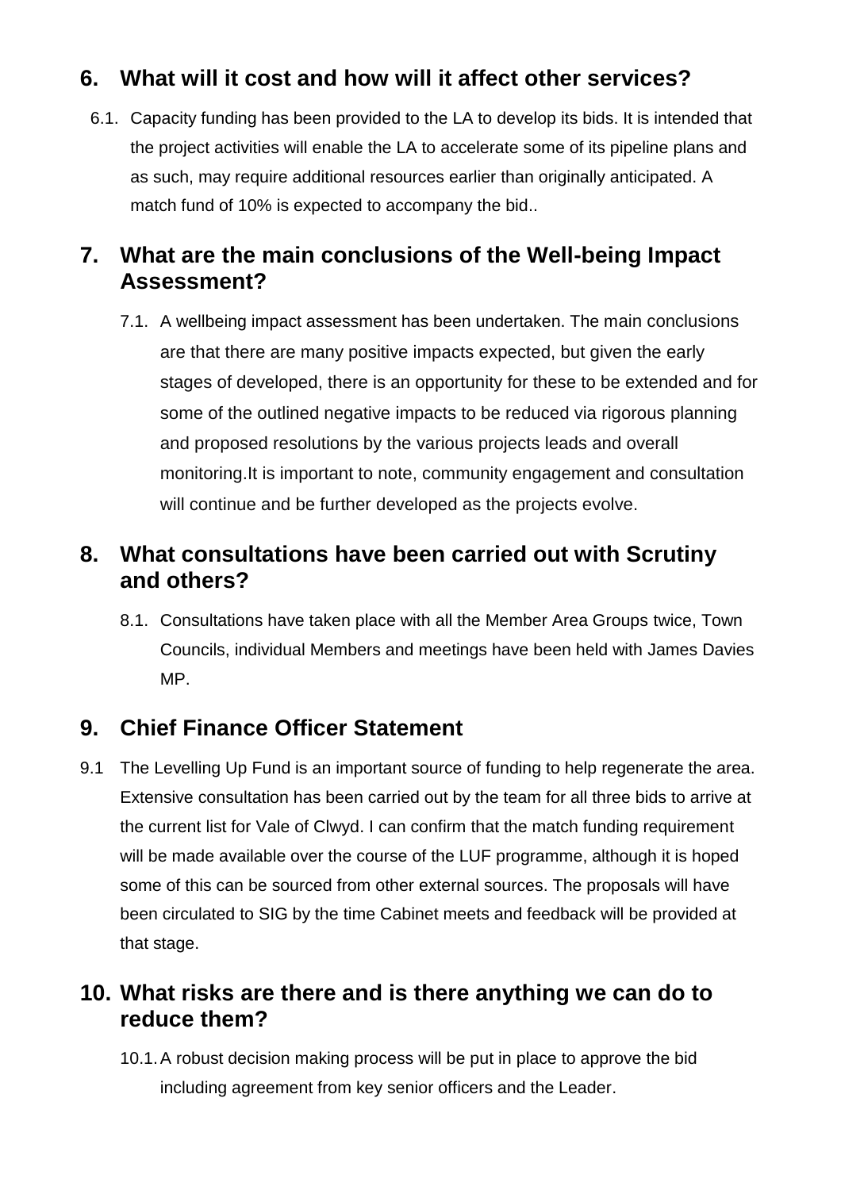## 6. What will it cost and how will it affect other services?

6.1. Capacity funding has been provided to the LA to develop its bids. It is intended that the project activities will enable the LA to accelerate some of its pipeline plans and as such, may require additional resources earlier than originally anticipated. A match fund of 10% is expected to accompany the bid..

## 7. What are the main conclusions of the Well-being Impact Assessment?

7.1. A wellbeing impact assessment has been undertaken. The main conclusions are that there are many positive impacts expected, but given the early stages of developed, there is an opportunity for these to be extended and for some of the outlined negative impacts to be reduced via rigorous planning and proposed resolutions by the various projects leads and overall monitoring.It is important to note, community engagement and consultation will continue and be further developed as the projects evolve.

## 8. What consultations have been carried out with Scrutiny and others?

8.1. Consultations have taken place with all the Member Area Groups twice, Town Councils, individual Members and meetings have been held with James Davies MP.

## 9. Chief Finance Officer Statement

9.1 The Levelling Up Fund is an important source of funding to help regenerate the area. Extensive consultation has been carried out by the team for all three bids to arrive at the current list for Vale of Clwyd. I can confirm that the match funding requirement will be made available over the course of the LUF programme, although it is hoped some of this can be sourced from other external sources. The proposals will have been circulated to SIG by the time Cabinet meets and feedback will be provided at that stage.

## 10. What risks are there and is there anything we can do to reduce them?

10.1. A robust decision making process will be put in place to approve the bid including agreement from key senior officers and the Leader.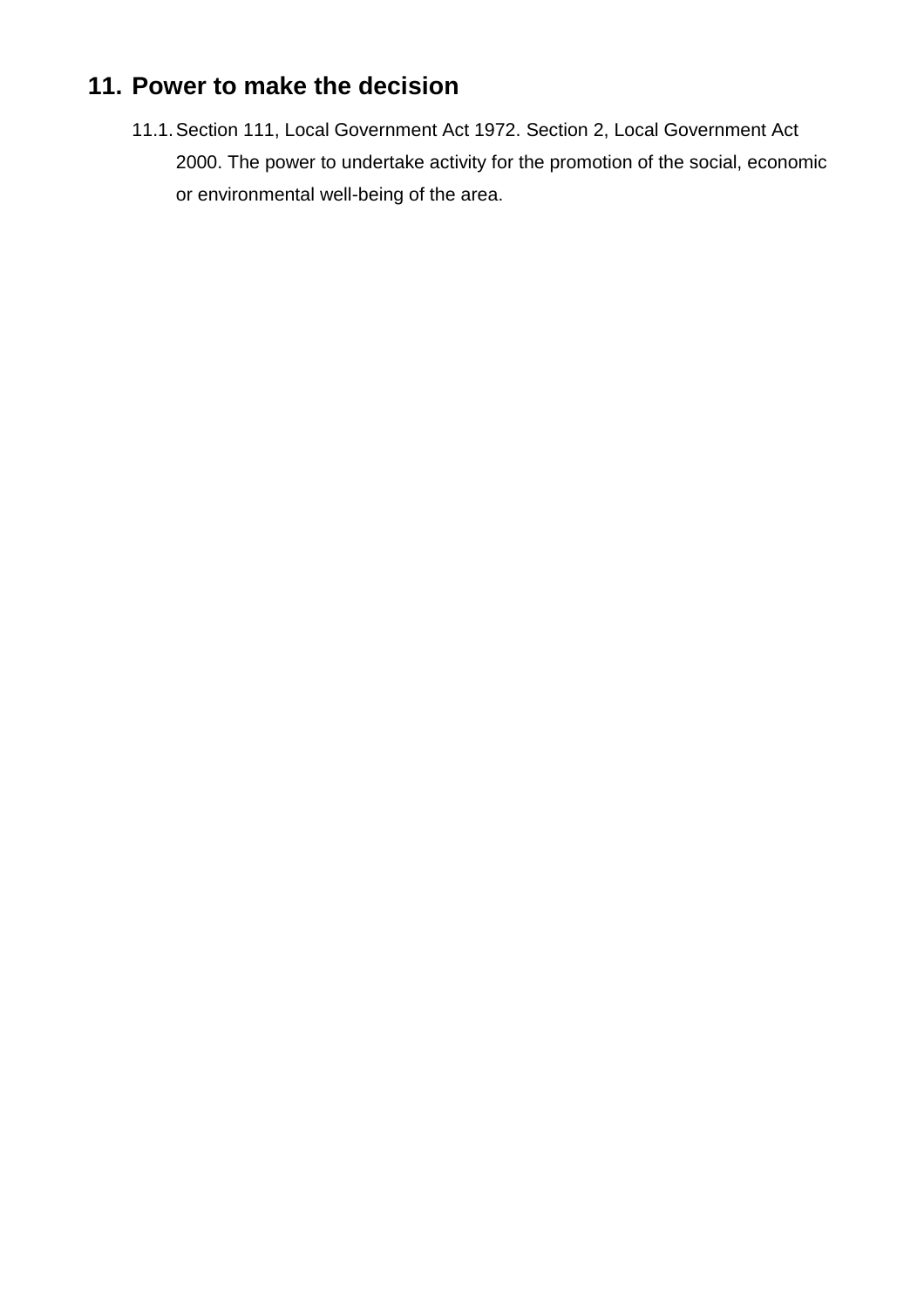## 11. Power to make the decision

11.1. Section 111, Local Government Act 1972. Section 2, Local Government Act 2000. The power to undertake activity for the promotion of the social, economic or environmental well-being of the area.